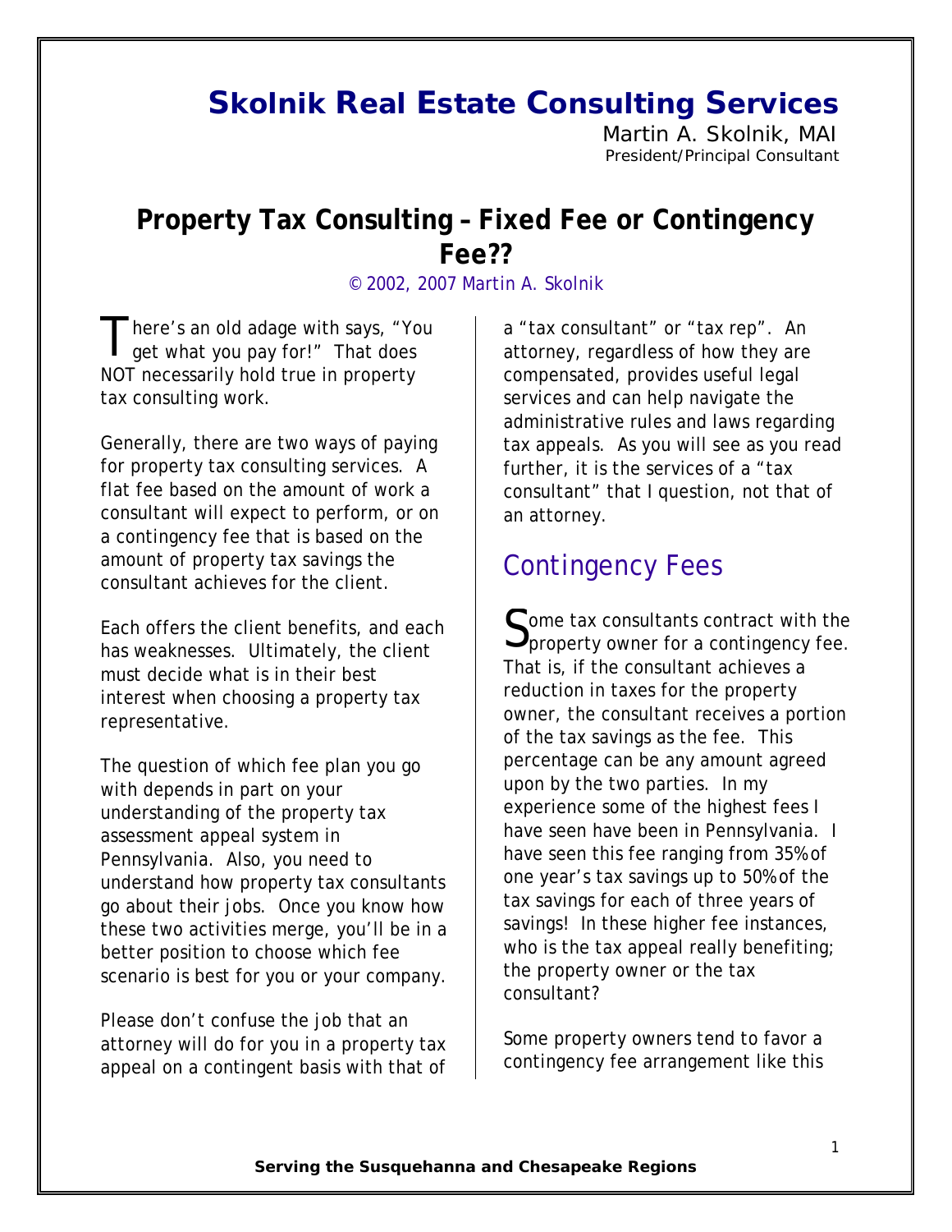# Skolnik Real Estate Consulting Services

Martin A. Skolnik, MAI
President/Principal Consultant

## Property Tax Consulting – Fixed Fee or Contingency Fee??

© 2002, 2007 Martin A. Skolnik

There's an old adage with says, "You get what you pay for!" That does NOT necessarily hold true in property tax consulting work.

Generally, there are two ways of paying for property tax consulting services. A flat fee based on the amount of work a consultant will expect to perform, or on a contingency fee that is based on the amount of property tax savings the consultant achieves for the client.

Each offers the client benefits, and each has weaknesses. Ultimately, the client must decide what is in their best interest when choosing a property tax representative.

The question of which fee plan you go with depends in part on your understanding of the property tax assessment appeal system in Pennsylvania. Also, you need to understand how property tax consultants go about their jobs. Once you know how these two activities merge, you'll be in a better position to choose which fee scenario is best for you or your company.

Please don't confuse the job that an attorney will do for you in a property tax appeal on a contingent basis with that of a "tax consultant" or "tax rep". An attorney, regardless of how they are compensated, provides useful legal services and can help navigate the administrative rules and laws regarding tax appeals. As you will see as you read further, it is the services of a "tax consultant" that I question, not that of an attorney.

## Contingency Fees

Some tax consultants contract with the property owner for a contingency fee. That is, if the consultant achieves a reduction in taxes for the property owner, the consultant receives a portion of the tax savings as the fee. This percentage can be any amount agreed upon by the two parties. In my experience some of the highest fees I have seen have been in Pennsylvania. I have seen this fee ranging from 35% of one year's tax savings up to 50% of the tax savings for each of three years of savings! In these higher fee instances, who is the tax appeal really benefiting; the property owner or the tax consultant?

Some property owners tend to favor a contingency fee arrangement like this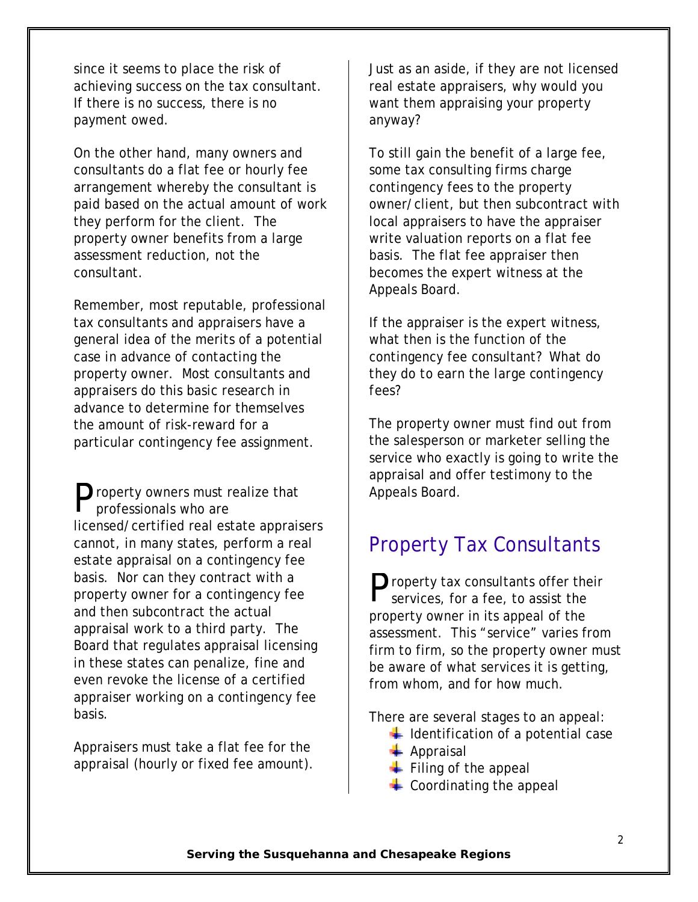since it seems to place the risk of achieving success on the tax consultant. If there is no success, there is no payment owed.

On the other hand, many owners and consultants do a flat fee or hourly fee arrangement whereby the consultant is paid based on the actual amount of work they perform for the client. The property owner benefits from a large assessment reduction, not the consultant.

Remember, most reputable, professional tax consultants and appraisers have a general idea of the merits of a potential case in advance of contacting the property owner. Most consultants and appraisers do this basic research in advance to determine for themselves the amount of risk-reward for a particular contingency fee assignment.

Property owners must realize that professionals who are licensed/certified real estate appraisers cannot, in many states, perform a real estate appraisal on a contingency fee basis. Nor can they contract with a property owner for a contingency fee and then subcontract the actual appraisal work to a third party. The Board that regulates appraisal licensing in these states can penalize, fine and even revoke the license of a certified appraiser working on a contingency fee basis.

Appraisers must take a flat fee for the appraisal (hourly or fixed fee amount).

Just as an aside, if they are not licensed real estate appraisers, why would you want them appraising your property anyway?

To still gain the benefit of a large fee, some tax consulting firms charge contingency fees to the property owner/client, but then subcontract with local appraisers to have the appraiser write valuation reports on a flat fee basis. The flat fee appraiser then becomes the expert witness at the Appeals Board.

If the appraiser is the expert witness, what then is the function of the contingency fee consultant? What do they do to earn the large contingency fees?

The property owner must find out from the salesperson or marketer selling the service who exactly is going to write the appraisal and offer testimony to the Appeals Board.

## Property Tax Consultants

Property tax consultants offer their services, for a fee, to assist the property owner in its appeal of the assessment. This "service" varies from firm to firm, so the property owner must be aware of what services it is getting, from whom, and for how much.

There are several stages to an appeal:

- Identification of a potential case
- Appraisal
- Filing of the appeal
- Coordinating the appeal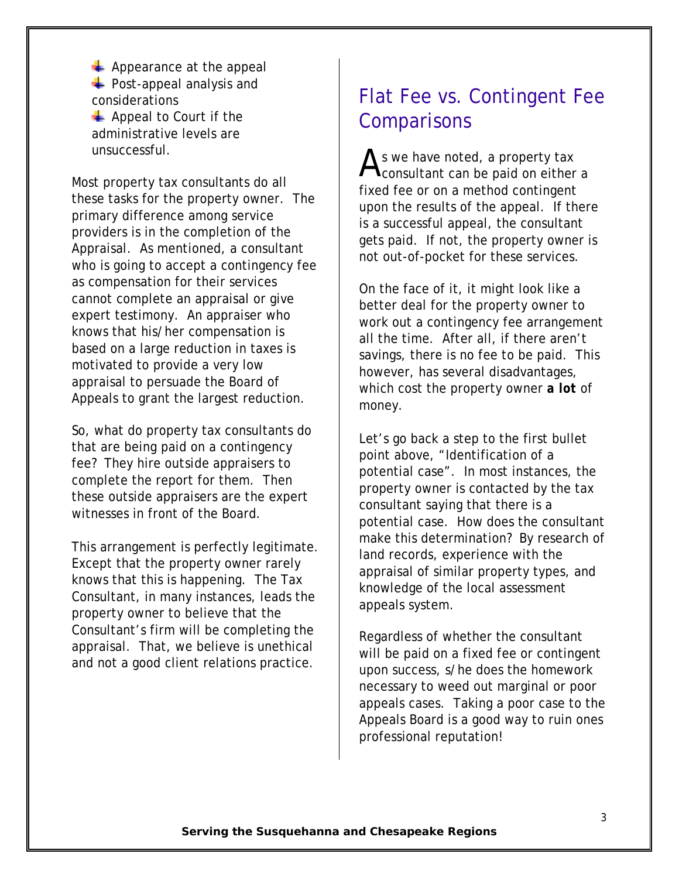- Appearance at the appeal
- Post-appeal analysis and considerations
- Appeal to Court if the administrative levels are unsuccessful.

Most property tax consultants do all these tasks for the property owner. The primary difference among service providers is in the completion of the Appraisal. As mentioned, a consultant who is going to accept a contingency fee as compensation for their services cannot complete an appraisal or give expert testimony. An appraiser who knows that his/her compensation is based on a large reduction in taxes is motivated to provide a very low appraisal to persuade the Board of Appeals to grant the largest reduction.

So, what do property tax consultants do that are being paid on a contingency fee? They hire outside appraisers to complete the report for them. Then these outside appraisers are the expert witnesses in front of the Board.

This arrangement is perfectly legitimate. Except that the property owner rarely knows that this is happening. The Tax Consultant, in many instances, leads the property owner to believe that the Consultant's firm will be completing the appraisal. That, we believe is unethical and not a good client relations practice.

## Flat Fee vs. Contingent Fee Comparisons

As we have noted, a property tax consultant can be paid on either a fixed fee or on a method contingent upon the results of the appeal. If there is a successful appeal, the consultant gets paid. If not, the property owner is not out-of-pocket for these services.

On the face of it, it might look like a better deal for the property owner to work out a contingency fee arrangement all the time. After all, if there aren't savings, there is no fee to be paid. This however, has several disadvantages, which cost the property owner **a lot** of money.

Let's go back a step to the first bullet point above, "Identification of a potential case". In most instances, the property owner is contacted by the tax consultant saying that there is a potential case. How does the consultant make this determination? By research of land records, experience with the appraisal of similar property types, and knowledge of the local assessment appeals system.

Regardless of whether the consultant will be paid on a fixed fee or contingent upon success, s/he does the homework necessary to weed out marginal or poor appeals cases. Taking a poor case to the Appeals Board is a good way to ruin ones professional reputation!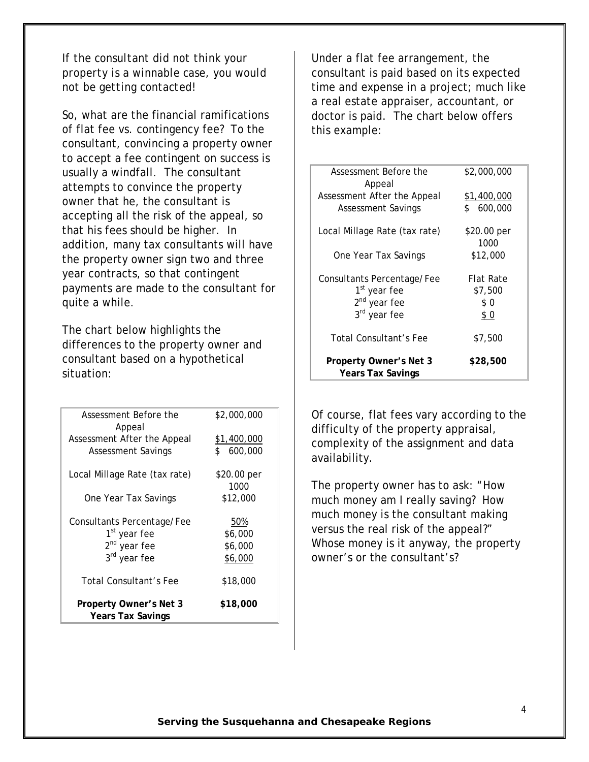If the consultant did not think your property is a winnable case, you would not be getting contacted!

So, what are the financial ramifications of flat fee vs. contingency fee? To the consultant, convincing a property owner to accept a fee contingent on success is usually a windfall. The consultant attempts to convince the property owner that he, the consultant is accepting all the risk of the appeal, so that his fees should be higher. In addition, many tax consultants will have the property owner sign two and three year contracts, so that contingent payments are made to the consultant for quite a while.

The chart below highlights the differences to the property owner and consultant based on a hypothetical situation:

| | |
|---|---|
| Assessment Before the Appeal | \$2,000,000 |
| Assessment After the Appeal | \$1,400,000 |
| Assessment Savings | \$ 600,000 |
| Local Millage Rate (tax rate) | \$20.00 per 1000 |
| One Year Tax Savings | \$12,000 |
| Consultants Percentage/Fee | 50% |
| 1st year fee | \$6,000 |
| 2nd year fee | \$6,000 |
| 3rd year fee | \$6,000 |
| Total Consultant's Fee | \$18,000 |
| **Property Owner's Net 3 Years Tax Savings** | **\$18,000** |

Under a flat fee arrangement, the consultant is paid based on its expected time and expense in a project; much like a real estate appraiser, accountant, or doctor is paid. The chart below offers this example:

| | |
|---|---|
| Assessment Before the Appeal | \$2,000,000 |
| Assessment After the Appeal | \$1,400,000 |
| Assessment Savings | \$ 600,000 |
| Local Millage Rate (tax rate) | \$20.00 per 1000 |
| One Year Tax Savings | \$12,000 |
| Consultants Percentage/Fee | Flat Rate |
| 1st year fee | \$7,500 |
| 2nd year fee | \$ 0 |
| 3rd year fee | \$ 0 |
| Total Consultant's Fee | \$7,500 |
| **Property Owner's Net 3 Years Tax Savings** | **\$28,500** |

Of course, flat fees vary according to the difficulty of the property appraisal, complexity of the assignment and data availability.

The property owner has to ask: "How much money am I really saving? How much money is the consultant making versus the real risk of the appeal?" Whose money is it anyway, the property owner's or the consultant's?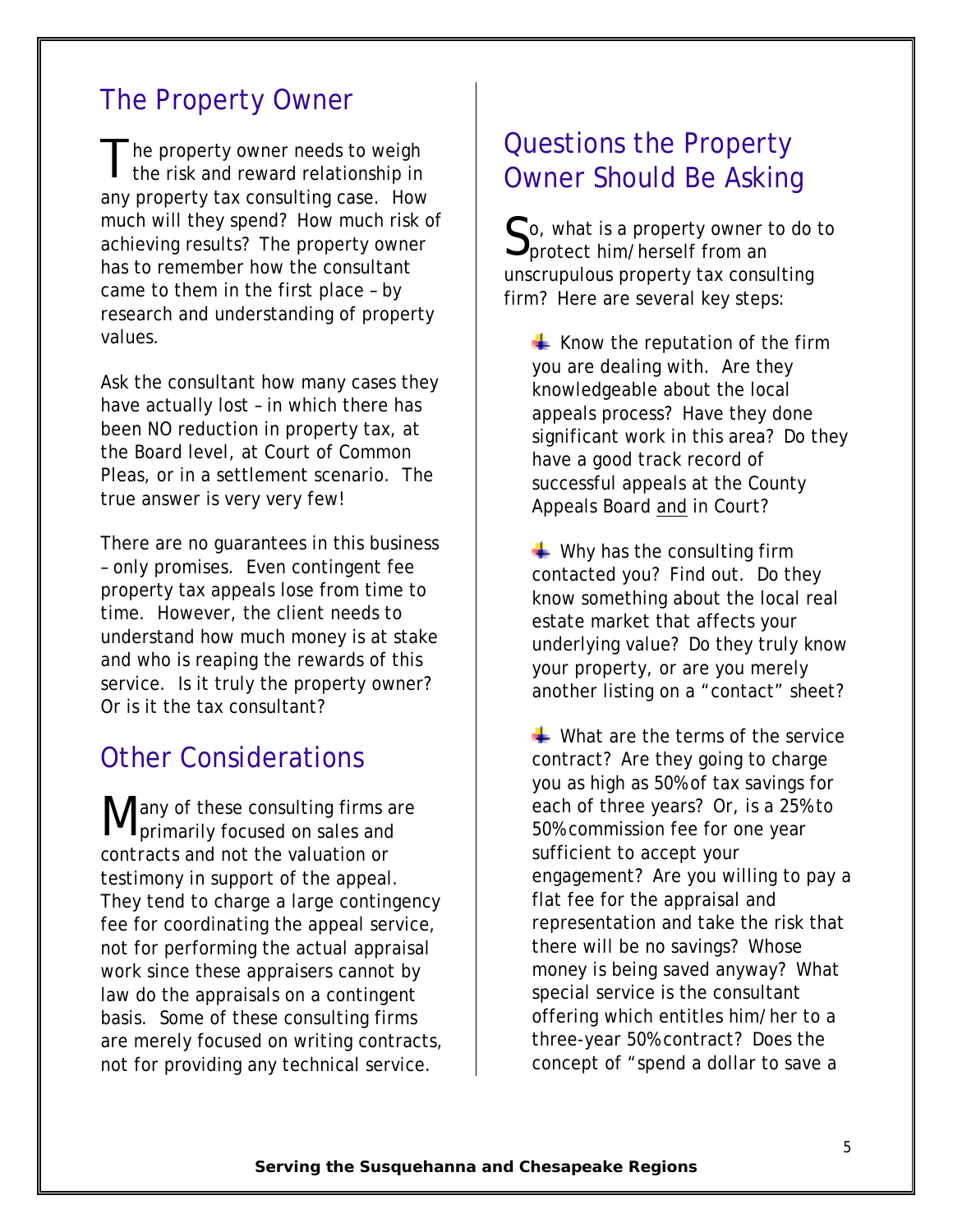## The Property Owner

The property owner needs to weigh the risk and reward relationship in any property tax consulting case. How much will they spend? How much risk of achieving results? The property owner has to remember how the consultant came to them in the first place – by research and understanding of property values.

Ask the consultant how many cases they have actually lost – in which there has been NO reduction in property tax, at the Board level, at Court of Common Pleas, or in a settlement scenario. The true answer is very very few!

There are no guarantees in this business – only promises. Even contingent fee property tax appeals lose from time to time. However, the client needs to understand how much money is at stake and who is reaping the rewards of this service. Is it truly the property owner? Or is it the tax consultant?

## Other Considerations

Many of these consulting firms are primarily focused on sales and contracts and not the valuation or testimony in support of the appeal. They tend to charge a large contingency fee for coordinating the appeal service, not for performing the actual appraisal work since these appraisers cannot by law do the appraisals on a contingent basis. Some of these consulting firms are merely focused on writing contracts, not for providing any technical service.

## Questions the Property Owner Should Be Asking

So, what is a property owner to do to protect him/herself from an unscrupulous property tax consulting firm? Here are several key steps:

- Know the reputation of the firm you are dealing with. Are they knowledgeable about the local appeals process? Have they done significant work in this area? Do they have a good track record of successful appeals at the County Appeals Board and in Court?

- Why has the consulting firm contacted you? Find out. Do they know something about the local real estate market that affects your underlying value? Do they truly know your property, or are you merely another listing on a "contact" sheet?

- What are the terms of the service contract? Are they going to charge you as high as 50% of tax savings for each of three years? Or, is a 25% to 50% commission fee for one year sufficient to accept your engagement? Are you willing to pay a flat fee for the appraisal and representation and take the risk that there will be no savings? Whose money is being saved anyway? What special service is the consultant offering which entitles him/her to a three-year 50% contract? Does the concept of "spend a dollar to save a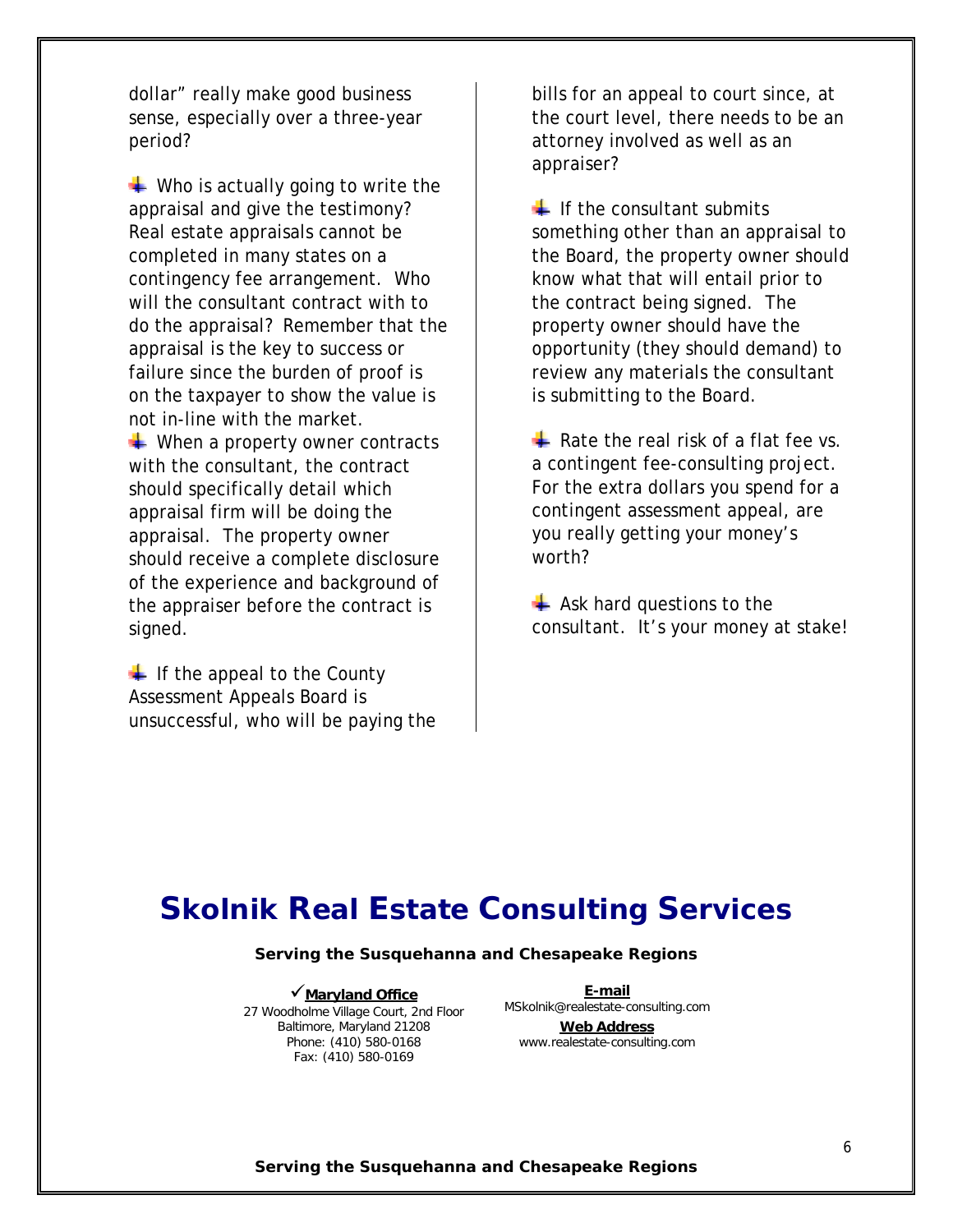dollar" really make good business sense, especially over a three-year period?

- Who is actually going to write the appraisal and give the testimony? Real estate appraisals cannot be completed in many states on a contingency fee arrangement. Who will the consultant contract with to do the appraisal? Remember that the appraisal is the key to success or failure since the burden of proof is on the taxpayer to show the value is not in-line with the market.
- When a property owner contracts with the consultant, the contract should specifically detail which appraisal firm will be doing the appraisal. The property owner should receive a complete disclosure of the experience and background of the appraiser before the contract is signed.
- If the appeal to the County Assessment Appeals Board is unsuccessful, who will be paying the bills for an appeal to court since, at the court level, there needs to be an attorney involved as well as an appraiser?
- If the consultant submits something other than an appraisal to the Board, the property owner should know what that will entail prior to the contract being signed. The property owner should have the opportunity (they should demand) to review any materials the consultant is submitting to the Board.
- Rate the real risk of a flat fee vs. a contingent fee-consulting project. For the extra dollars you spend for a contingent assessment appeal, are you really getting your money's worth?
- Ask hard questions to the consultant. It's your money at stake!

# Skolnik Real Estate Consulting Services

**Serving the Susquehanna and Chesapeake Regions**

✓**Maryland Office**
27 Woodholme Village Court, 2nd Floor
Baltimore, Maryland 21208
Phone: (410) 580-0168
Fax: (410) 580-0169

**E-mail**
MSkolnik@realestate-consulting.com

**Web Address**
www.realestate-consulting.com